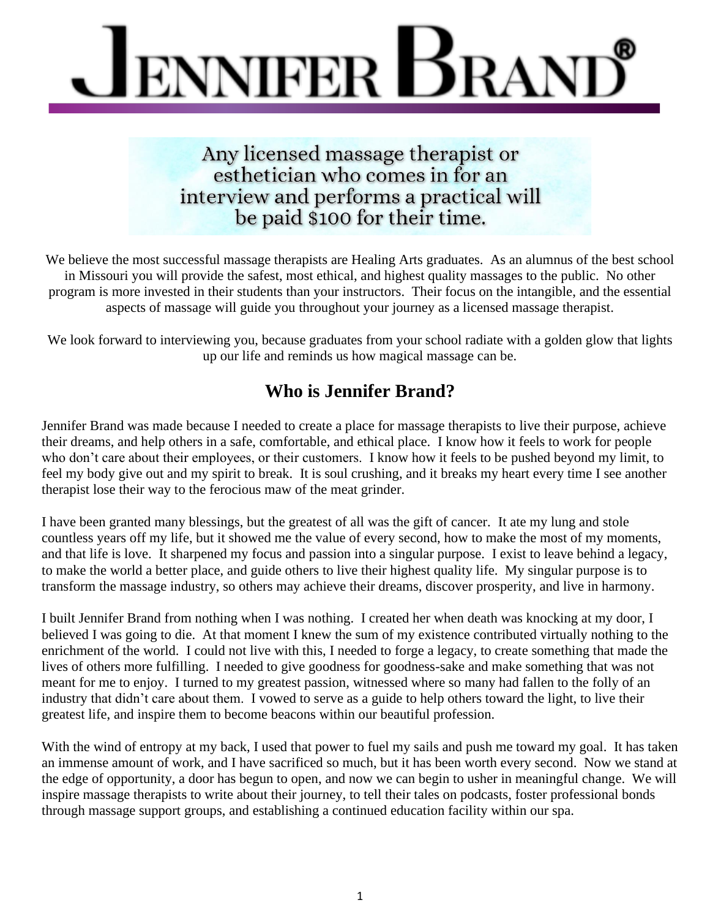# JENNIFER BRAND®

**Any licensed massage therapist or esthetician who comes in for an interview and performs a practical will be paid $100 for their time.**

We believe the most successful massage therapists are Healing Arts graduates. As an alumnus of the best school in Missouri you will provide the safest, most ethical, and highest quality massages to the public. No other program is more invested in their students than your instructors. Their focus on the intangible, and the essential aspects of massage will guide you throughout your journey as a licensed massage therapist.

We look forward to interviewing you, because graduates from your school radiate with a golden glow that lights up our life and reminds us how magical massage can be.

## Who is Jennifer Brand?

Jennifer Brand was made because I needed to create a place for massage therapists to live their purpose, achieve their dreams, and help others in a safe, comfortable, and ethical place. I know how it feels to work for people who don't care about their employees, or their customers. I know how it feels to be pushed beyond my limit, to feel my body give out and my spirit to break. It is soul crushing, and it breaks my heart every time I see another therapist lose their way to the ferocious maw of the meat grinder.

I have been granted many blessings, but the greatest of all was the gift of cancer. It ate my lung and stole countless years off my life, but it showed me the value of every second, how to make the most of my moments, and that life is love. It sharpened my focus and passion into a singular purpose. I exist to leave behind a legacy, to make the world a better place, and guide others to live their highest quality life. My singular purpose is to transform the massage industry, so others may achieve their dreams, discover prosperity, and live in harmony.

I built Jennifer Brand from nothing when I was nothing. I created her when death was knocking at my door, I believed I was going to die. At that moment I knew the sum of my existence contributed virtually nothing to the enrichment of the world. I could not live with this, I needed to forge a legacy, to create something that made the lives of others more fulfilling. I needed to give goodness for goodness-sake and make something that was not meant for me to enjoy. I turned to my greatest passion, witnessed where so many had fallen to the folly of an industry that didn't care about them. I vowed to serve as a guide to help others toward the light, to live their greatest life, and inspire them to become beacons within our beautiful profession.

With the wind of entropy at my back, I used that power to fuel my sails and push me toward my goal. It has taken an immense amount of work, and I have sacrificed so much, but it has been worth every second. Now we stand at the edge of opportunity, a door has begun to open, and now we can begin to usher in meaningful change. We will inspire massage therapists to write about their journey, to tell their tales on podcasts, foster professional bonds through massage support groups, and establishing a continued education facility within our spa.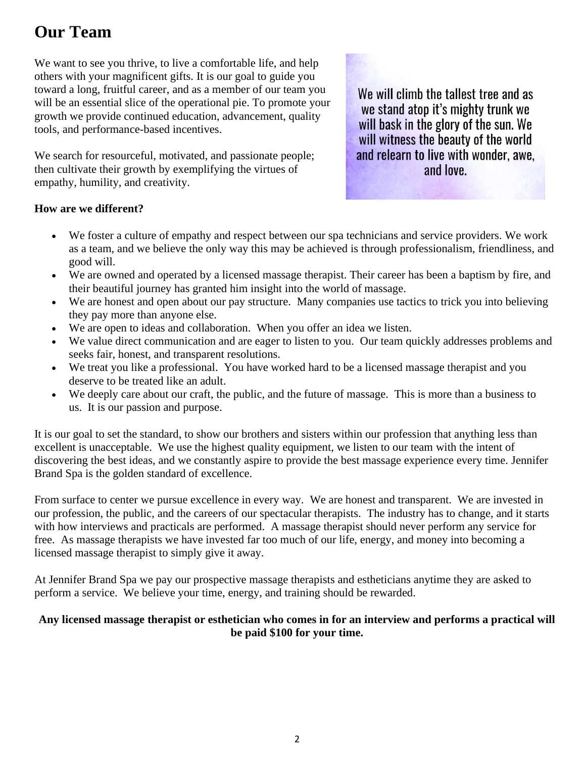# Our Team

We want to see you thrive, to live a comfortable life, and help others with your magnificent gifts. It is our goal to guide you toward a long, fruitful career, and as a member of our team you will be an essential slice of the operational pie. To promote your growth we provide continued education, advancement, quality tools, and performance-based incentives.

We search for resourceful, motivated, and passionate people; then cultivate their growth by exemplifying the virtues of empathy, humility, and creativity.

We will climb the tallest tree and as we stand atop it's mighty trunk we will bask in the glory of the sun. We will witness the beauty of the world and relearn to live with wonder, awe, and love.

**How are we different?**

- We foster a culture of empathy and respect between our spa technicians and service providers. We work as a team, and we believe the only way this may be achieved is through professionalism, friendliness, and good will.
- We are owned and operated by a licensed massage therapist. Their career has been a baptism by fire, and their beautiful journey has granted him insight into the world of massage.
- We are honest and open about our pay structure. Many companies use tactics to trick you into believing they pay more than anyone else.
- We are open to ideas and collaboration. When you offer an idea we listen.
- We value direct communication and are eager to listen to you. Our team quickly addresses problems and seeks fair, honest, and transparent resolutions.
- We treat you like a professional. You have worked hard to be a licensed massage therapist and you deserve to be treated like an adult.
- We deeply care about our craft, the public, and the future of massage. This is more than a business to us. It is our passion and purpose.

It is our goal to set the standard, to show our brothers and sisters within our profession that anything less than excellent is unacceptable. We use the highest quality equipment, we listen to our team with the intent of discovering the best ideas, and we constantly aspire to provide the best massage experience every time. Jennifer Brand Spa is the golden standard of excellence.

From surface to center we pursue excellence in every way. We are honest and transparent. We are invested in our profession, the public, and the careers of our spectacular therapists. The industry has to change, and it starts with how interviews and practicals are performed. A massage therapist should never perform any service for free. As massage therapists we have invested far too much of our life, energy, and money into becoming a licensed massage therapist to simply give it away.

At Jennifer Brand Spa we pay our prospective massage therapists and estheticians anytime they are asked to perform a service. We believe your time, energy, and training should be rewarded.

**Any licensed massage therapist or esthetician who comes in for an interview and performs a practical will be paid $100 for your time.**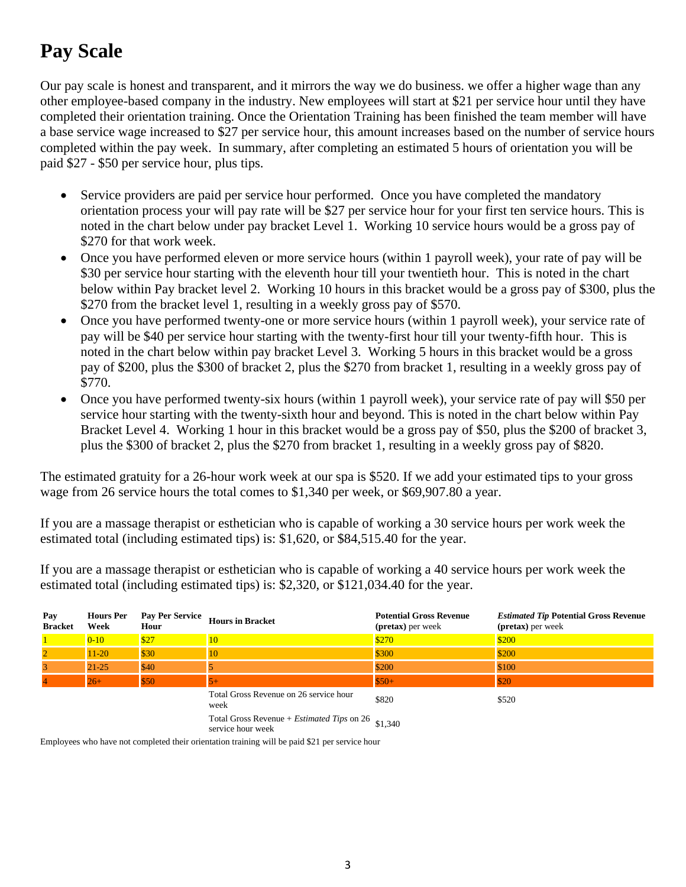# Pay Scale

Our pay scale is honest and transparent, and it mirrors the way we do business. we offer a higher wage than any other employee-based company in the industry. New employees will start at $21 per service hour until they have completed their orientation training. Once the Orientation Training has been finished the team member will have a base service wage increased to $27 per service hour, this amount increases based on the number of service hours completed within the pay week.  In summary, after completing an estimated 5 hours of orientation you will be paid $27 - $50 per service hour, plus tips.

- Service providers are paid per service hour performed.  Once you have completed the mandatory orientation process your will pay rate will be $27 per service hour for your first ten service hours. This is noted in the chart below under pay bracket Level 1.  Working 10 service hours would be a gross pay of $270 for that work week.
- Once you have performed eleven or more service hours (within 1 payroll week), your rate of pay will be $30 per service hour starting with the eleventh hour till your twentieth hour.  This is noted in the chart below within Pay bracket level 2.  Working 10 hours in this bracket would be a gross pay of $300, plus the $270 from the bracket level 1, resulting in a weekly gross pay of $570.
- Once you have performed twenty-one or more service hours (within 1 payroll week), your service rate of pay will be $40 per service hour starting with the twenty-first hour till your twenty-fifth hour.  This is noted in the chart below within pay bracket Level 3.  Working 5 hours in this bracket would be a gross pay of $200, plus the $300 of bracket 2, plus the $270 from bracket 1, resulting in a weekly gross pay of $770.
- Once you have performed twenty-six hours (within 1 payroll week), your service rate of pay will $50 per service hour starting with the twenty-sixth hour and beyond. This is noted in the chart below within Pay Bracket Level 4.  Working 1 hour in this bracket would be a gross pay of $50, plus the $200 of bracket 3, plus the $300 of bracket 2, plus the $270 from bracket 1, resulting in a weekly gross pay of $820.

The estimated gratuity for a 26-hour work week at our spa is $520. If we add your estimated tips to your gross wage from 26 service hours the total comes to $1,340 per week, or $69,907.80 a year.

If you are a massage therapist or esthetician who is capable of working a 30 service hours per work week the estimated total (including estimated tips) is: $1,620, or $84,515.40 for the year.

If you are a massage therapist or esthetician who is capable of working a 40 service hours per work week the estimated total (including estimated tips) is: $2,320, or $121,034.40 for the year.

| Pay Bracket | Hours Per Week | Pay Per Service Hour | Hours in Bracket | Potential Gross Revenue (pretax) per week | *Estimated Tip* Potential Gross Revenue (pretax) per week |
|---|---|---|---|---|---|
| 1 | 0-10 | $27 | 10 | $270 | $200 |
| 2 | 11-20 | $30 | 10 | $300 | $200 |
| 3 | 21-25 | $40 | 5 | $200 | $100 |
| 4 | 26+ | $50 | 5+ | $50+ | $20 |
| | | | Total Gross Revenue on 26 service hour week | $820 | $520 |
| | | | Total Gross Revenue + *Estimated Tips* on 26 service hour week | $1,340 | |

Employees who have not completed their orientation training will be paid $21 per service hour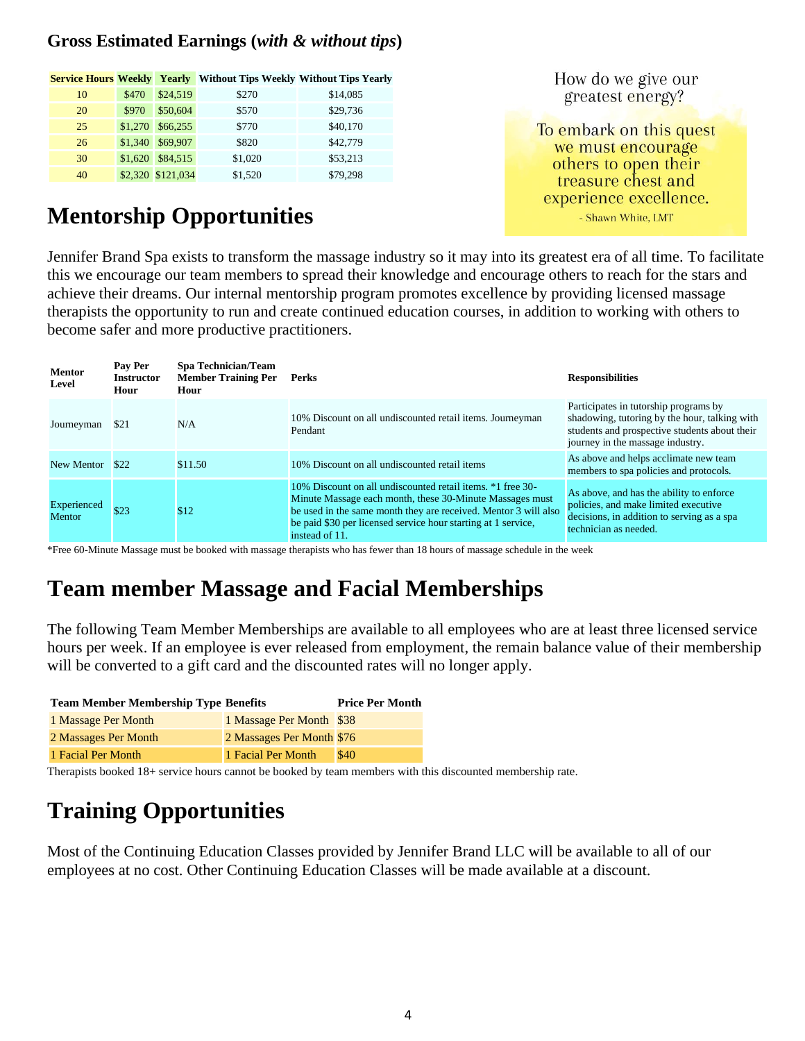### Gross Estimated Earnings (*with & without tips*)

| Service Hours | Weekly | Yearly | Without Tips Weekly | Without Tips Yearly |
|---|---|---|---|---|
| 10 | $470 | $24,519 | $270 | $14,085 |
| 20 | $970 | $50,604 | $570 | $29,736 |
| 25 | $1,270 | $66,255 | $770 | $40,170 |
| 26 | $1,340 | $69,907 | $820 | $42,779 |
| 30 | $1,620 | $84,515 | $1,020 | $53,213 |
| 40 | $2,320 | $121,034 | $1,520 | $79,298 |

How do we give our greatest energy?

To embark on this quest we must encourage others to open their treasure chest and experience excellence.

- Shawn White, LMT

## Mentorship Opportunities

Jennifer Brand Spa exists to transform the massage industry so it may into its greatest era of all time. To facilitate this we encourage our team members to spread their knowledge and encourage others to reach for the stars and achieve their dreams. Our internal mentorship program promotes excellence by providing licensed massage therapists the opportunity to run and create continued education courses, in addition to working with others to become safer and more productive practitioners.

| Mentor Level | Pay Per Instructor Hour | Spa Technician/Team Member Training Per Hour | Perks | Responsibilities |
|---|---|---|---|---|
| Journeyman | $21 | N/A | 10% Discount on all undiscounted retail items. Journeyman Pendant | Participates in tutorship programs by shadowing, tutoring by the hour, talking with students and prospective students about their journey in the massage industry. |
| New Mentor | $22 | $11.50 | 10% Discount on all undiscounted retail items | As above and helps acclimate new team members to spa policies and protocols. |
| Experienced Mentor | $23 | $12 | 10% Discount on all undiscounted retail items. *1 free 30-Minute Massage each month, these 30-Minute Massages must be used in the same month they are received. Mentor 3 will also be paid $30 per licensed service hour starting at 1 service, instead of 11. | As above, and has the ability to enforce policies, and make limited executive decisions, in addition to serving as a spa technician as needed. |

*Free 60-Minute Massage must be booked with massage therapists who has fewer than 18 hours of massage schedule in the week

## Team member Massage and Facial Memberships

The following Team Member Memberships are available to all employees who are at least three licensed service hours per week. If an employee is ever released from employment, the remain balance value of their membership will be converted to a gift card and the discounted rates will no longer apply.

| Team Member Membership Type | Benefits | Price Per Month |
|---|---|---|
| 1 Massage Per Month | 1 Massage Per Month | $38 |
| 2 Massages Per Month | 2 Massages Per Month | $76 |
| 1 Facial Per Month | 1 Facial Per Month | $40 |

Therapists booked 18+ service hours cannot be booked by team members with this discounted membership rate.

## Training Opportunities

Most of the Continuing Education Classes provided by Jennifer Brand LLC will be available to all of our employees at no cost. Other Continuing Education Classes will be made available at a discount.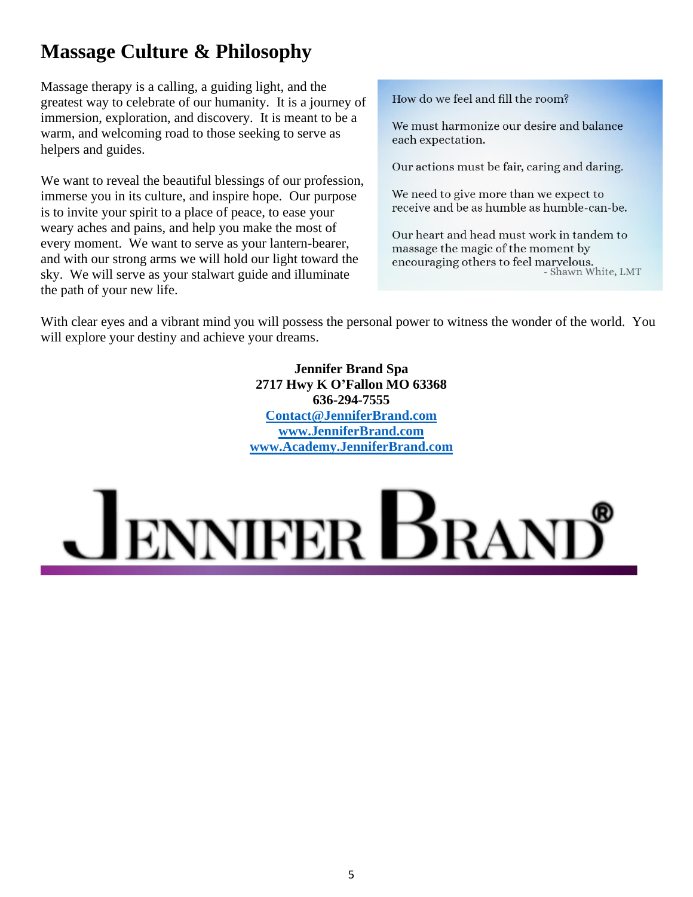# Massage Culture & Philosophy

Massage therapy is a calling, a guiding light, and the greatest way to celebrate of our humanity. It is a journey of immersion, exploration, and discovery. It is meant to be a warm, and welcoming road to those seeking to serve as helpers and guides.

We want to reveal the beautiful blessings of our profession, immerse you in its culture, and inspire hope. Our purpose is to invite your spirit to a place of peace, to ease your weary aches and pains, and help you make the most of every moment. We want to serve as your lantern-bearer, and with our strong arms we will hold our light toward the sky. We will serve as your stalwart guide and illuminate the path of your new life.

How do we feel and fill the room?

We must harmonize our desire and balance each expectation.

Our actions must be fair, caring and daring.

We need to give more than we expect to receive and be as humble as humble-can-be.

Our heart and head must work in tandem to massage the magic of the moment by encouraging others to feel marvelous.

- Shawn White, LMT

With clear eyes and a vibrant mind you will possess the personal power to witness the wonder of the world. You will explore your destiny and achieve your dreams.

**Jennifer Brand Spa**
**2717 Hwy K O'Fallon MO 63368**
**636-294-7555**
**[Contact@JenniferBrand.com](mailto:Contact@JenniferBrand.com)**
**[www.JenniferBrand.com](http://www.JenniferBrand.com)**
**[www.Academy.JenniferBrand.com](http://www.Academy.JenniferBrand.com)**

JENNIFER BRAND®